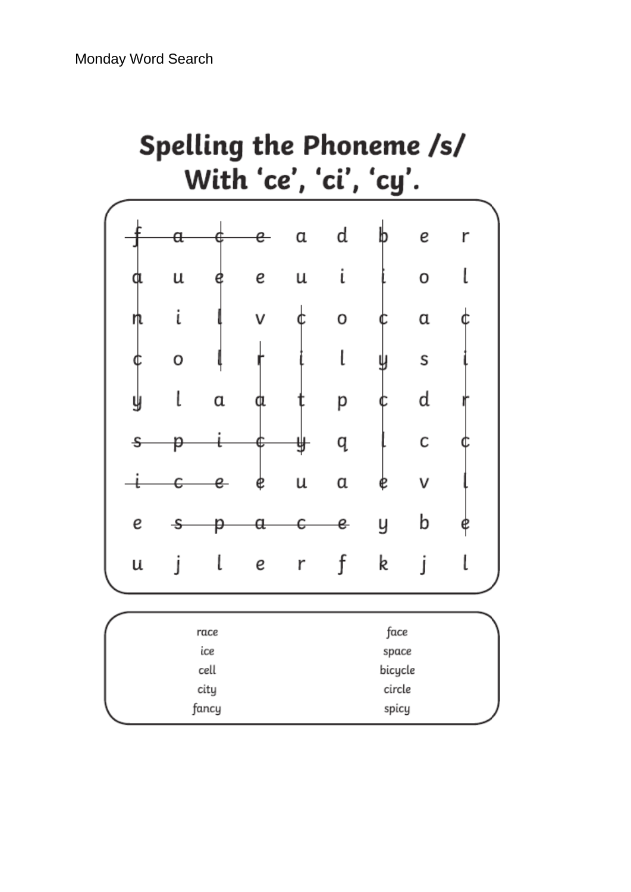Monday Word Search

# Spelling the Phoneme /s/ With 'ce', 'ci', 'cy'.

| | | | | | | | | |
|---|---|---|---|---|---|---|---|---|
| f | a | c | e | a | d | b | e | r |
| a | u | e | e | u | i | i | o | l |
| n | i | l | v | c | o | c | a | c |
| c | o | l | r | i | l | y | s | i |
| y | l | a | a | t | p | c | d | r |
| s | p | i | c | y | q | l | c | c |
| i | c | e | e | u | a | e | v | l |
| e | s | p | a | c | e | y | b | e |
| u | j | l | e | r | f | k | j | l |

| | |
|---|---|
| race | face |
| ice | space |
| cell | bicycle |
| city | circle |
| fancy | spicy |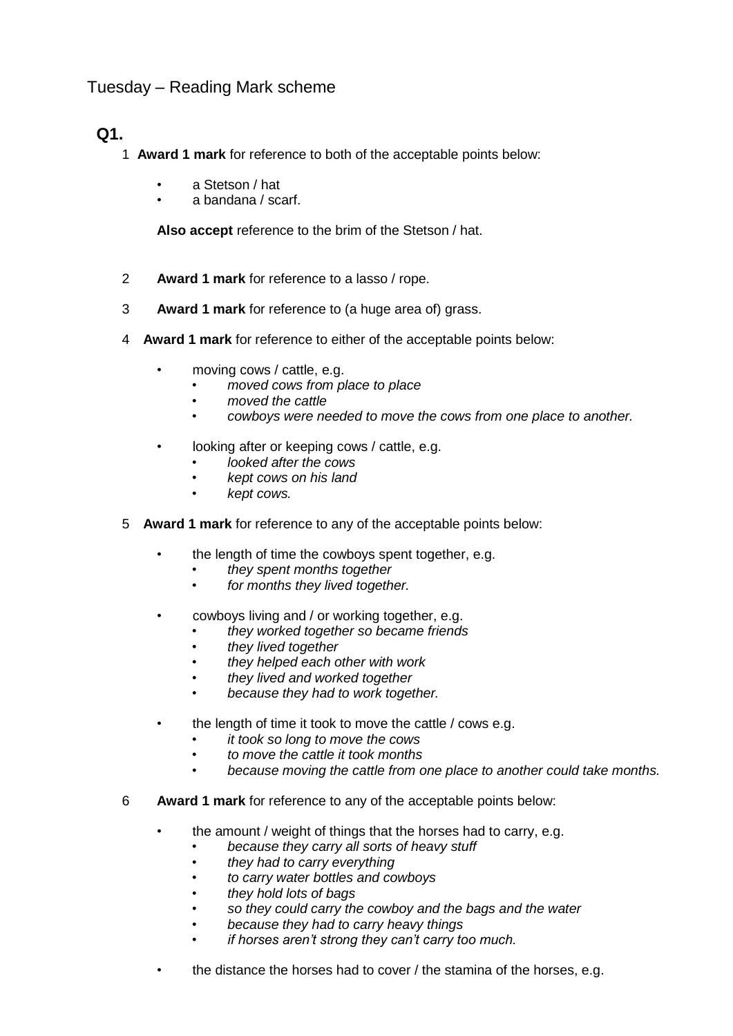Tuesday – Reading Mark scheme

## Q1.

1 **Award 1 mark** for reference to both of the acceptable points below:

- a Stetson / hat
- a bandana / scarf.

**Also accept** reference to the brim of the Stetson / hat.

2 **Award 1 mark** for reference to a lasso / rope.

3 **Award 1 mark** for reference to (a huge area of) grass.

4 **Award 1 mark** for reference to either of the acceptable points below:

- moving cows / cattle, e.g.
  - *moved cows from place to place*
  - *moved the cattle*
  - *cowboys were needed to move the cows from one place to another.*
- looking after or keeping cows / cattle, e.g.
  - *looked after the cows*
  - *kept cows on his land*
  - *kept cows.*

5 **Award 1 mark** for reference to any of the acceptable points below:

- the length of time the cowboys spent together, e.g.
  - *they spent months together*
  - *for months they lived together.*
- cowboys living and / or working together, e.g.
  - *they worked together so became friends*
  - *they lived together*
  - *they helped each other with work*
  - *they lived and worked together*
  - *because they had to work together.*
- the length of time it took to move the cattle / cows e.g.
  - *it took so long to move the cows*
  - *to move the cattle it took months*
  - *because moving the cattle from one place to another could take months.*

6 **Award 1 mark** for reference to any of the acceptable points below:

- the amount / weight of things that the horses had to carry, e.g.
  - *because they carry all sorts of heavy stuff*
  - *they had to carry everything*
  - *to carry water bottles and cowboys*
  - *they hold lots of bags*
  - *so they could carry the cowboy and the bags and the water*
  - *because they had to carry heavy things*
  - *if horses aren't strong they can't carry too much.*
- the distance the horses had to cover / the stamina of the horses, e.g.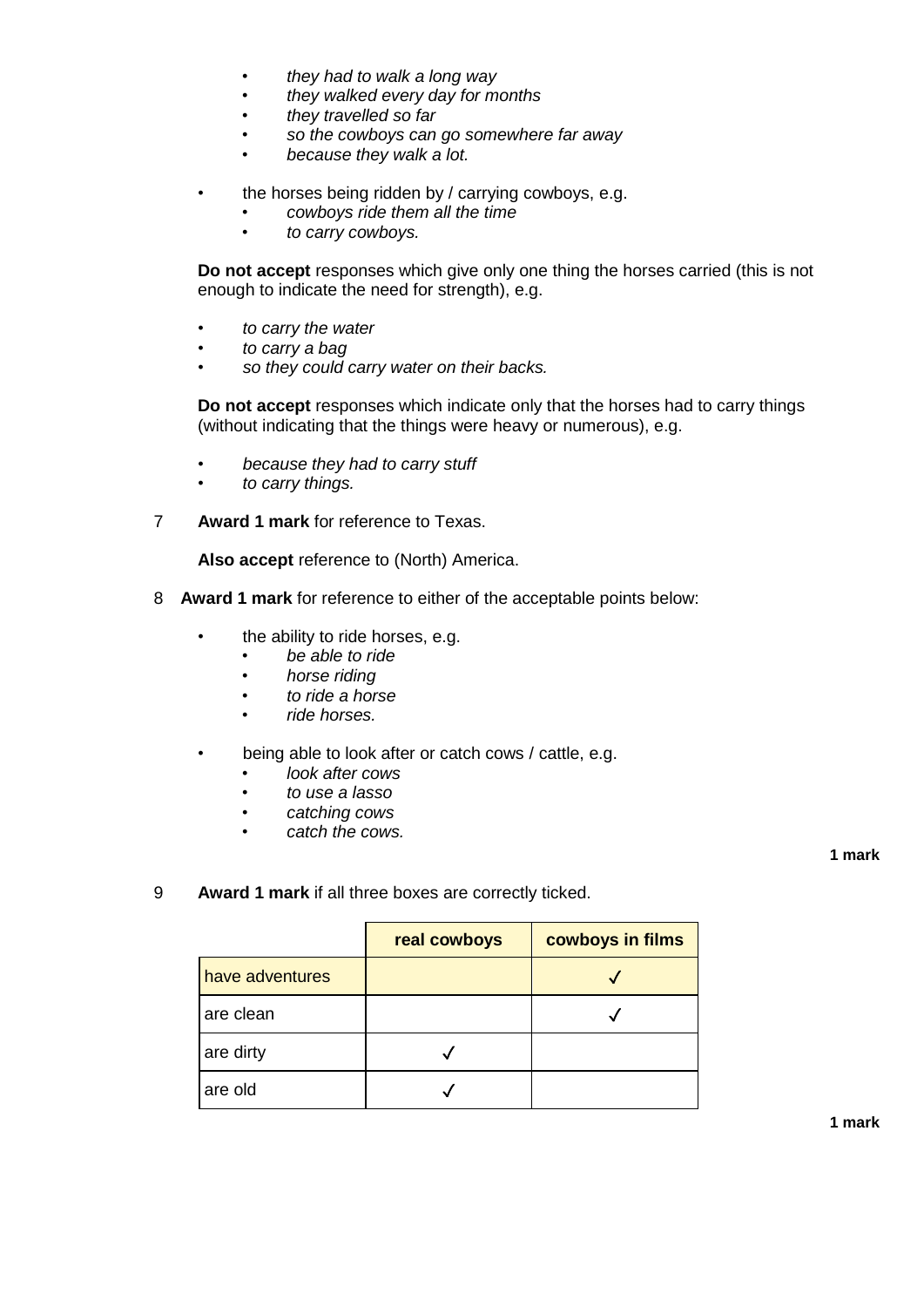- *they had to walk a long way*
- *they walked every day for months*
- *they travelled so far*
- *so the cowboys can go somewhere far away*
- *because they walk a lot.*

- the horses being ridden by / carrying cowboys, e.g.
  - *cowboys ride them all the time*
  - *to carry cowboys.*

**Do not accept** responses which give only one thing the horses carried (this is not enough to indicate the need for strength), e.g.

- *to carry the water*
- *to carry a bag*
- *so they could carry water on their backs.*

**Do not accept** responses which indicate only that the horses had to carry things (without indicating that the things were heavy or numerous), e.g.

- *because they had to carry stuff*
- *to carry things.*

7 **Award 1 mark** for reference to Texas.

**Also accept** reference to (North) America.

8 **Award 1 mark** for reference to either of the acceptable points below:

- the ability to ride horses, e.g.
  - *be able to ride*
  - *horse riding*
  - *to ride a horse*
  - *ride horses.*

- being able to look after or catch cows / cattle, e.g.
  - *look after cows*
  - *to use a lasso*
  - *catching cows*
  - *catch the cows.*

**1 mark**

9 **Award 1 mark** if all three boxes are correctly ticked.

| | real cowboys | cowboys in films |
|---|---|---|
| have adventures | | ✓ |
| are clean | | ✓ |
| are dirty | ✓ | |
| are old | ✓ | |

**1 mark**